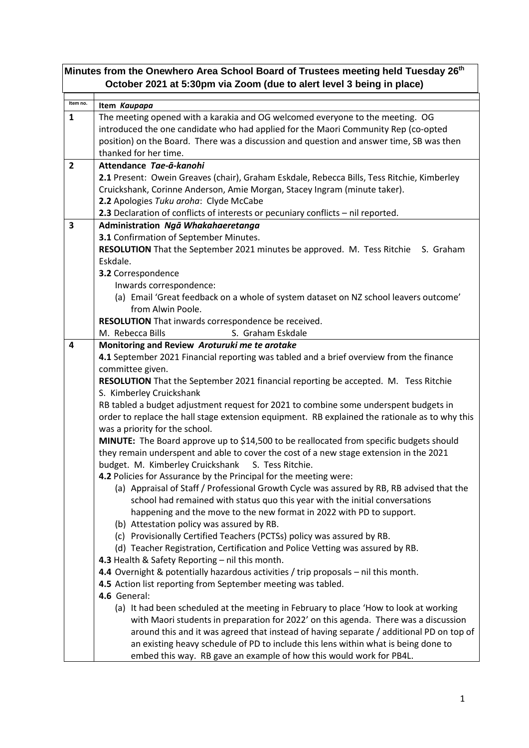**Minutes from the Onewhero Area School Board of Trustees meeting held Tuesday 26th October 2021 at 5:30pm via Zoom (due to alert level 3 being in place)**

| Item no. | Item *Kaupapa* |
|---|---|
| **1** | The meeting opened with a karakia and OG welcomed everyone to the meeting. OG introduced the one candidate who had applied for the Maori Community Rep (co-opted position) on the Board. There was a discussion and question and answer time, SB was then thanked for her time. |
| **2** | **Attendance *Tae-ā-kanohi***<br>**2.1** Present: Owein Greaves (chair), Graham Eskdale, Rebecca Bills, Tess Ritchie, Kimberley Cruickshank, Corinne Anderson, Amie Morgan, Stacey Ingram (minute taker).<br>**2.2** Apologies *Tuku aroha*: Clyde McCabe<br>**2.3** Declaration of conflicts of interests or pecuniary conflicts – nil reported. |
| **3** | **Administration *Ngā Whakahaeretanga***<br>**3.1** Confirmation of September Minutes.<br>**RESOLUTION** That the September 2021 minutes be approved. M. Tess Ritchie S. Graham Eskdale.<br>**3.2** Correspondence<br>Inwards correspondence:<br>(a) Email 'Great feedback on a whole of system dataset on NZ school leavers outcome' from Alwin Poole.<br>**RESOLUTION** That inwards correspondence be received.<br>M. Rebecca Bills S. Graham Eskdale |
| **4** | **Monitoring and Review *Aroturuki me te arotake***<br>**4.1** September 2021 Financial reporting was tabled and a brief overview from the finance committee given.<br>**RESOLUTION** That the September 2021 financial reporting be accepted. M. Tess Ritchie S. Kimberley Cruickshank<br>RB tabled a budget adjustment request for 2021 to combine some underspent budgets in order to replace the hall stage extension equipment. RB explained the rationale as to why this was a priority for the school.<br>**MINUTE:** The Board approve up to \$14,500 to be reallocated from specific budgets should they remain underspent and able to cover the cost of a new stage extension in the 2021 budget. M. Kimberley Cruickshank S. Tess Ritchie.<br>**4.2** Policies for Assurance by the Principal for the meeting were:<br>(a) Appraisal of Staff / Professional Growth Cycle was assured by RB, RB advised that the school had remained with status quo this year with the initial conversations happening and the move to the new format in 2022 with PD to support.<br>(b) Attestation policy was assured by RB.<br>(c) Provisionally Certified Teachers (PCTSs) policy was assured by RB.<br>(d) Teacher Registration, Certification and Police Vetting was assured by RB.<br>**4.3** Health & Safety Reporting – nil this month.<br>**4.4** Overnight & potentially hazardous activities / trip proposals – nil this month.<br>**4.5** Action list reporting from September meeting was tabled.<br>**4.6** General:<br>(a) It had been scheduled at the meeting in February to place 'How to look at working with Maori students in preparation for 2022' on this agenda. There was a discussion around this and it was agreed that instead of having separate / additional PD on top of an existing heavy schedule of PD to include this lens within what is being done to embed this way. RB gave an example of how this would work for PB4L. |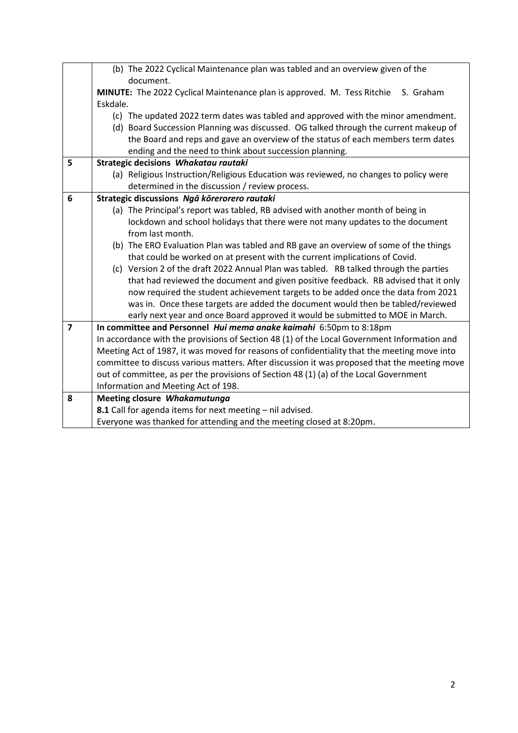| | |
|---|---|
| | (b) The 2022 Cyclical Maintenance plan was tabled and an overview given of the document.<br>**MINUTE:** The 2022 Cyclical Maintenance plan is approved. M. Tess Ritchie S. Graham Eskdale.<br>(c) The updated 2022 term dates was tabled and approved with the minor amendment.<br>(d) Board Succession Planning was discussed. OG talked through the current makeup of the Board and reps and gave an overview of the status of each members term dates ending and the need to think about succession planning. |
| **5** | **Strategic decisions** ***Whakatau rautaki***<br>(a) Religious Instruction/Religious Education was reviewed, no changes to policy were determined in the discussion / review process. |
| **6** | **Strategic discussions** ***Ngā kōrerorero rautaki***<br>(a) The Principal's report was tabled, RB advised with another month of being in lockdown and school holidays that there were not many updates to the document from last month.<br>(b) The ERO Evaluation Plan was tabled and RB gave an overview of some of the things that could be worked on at present with the current implications of Covid.<br>(c) Version 2 of the draft 2022 Annual Plan was tabled. RB talked through the parties that had reviewed the document and given positive feedback. RB advised that it only now required the student achievement targets to be added once the data from 2021 was in. Once these targets are added the document would then be tabled/reviewed early next year and once Board approved it would be submitted to MOE in March. |
| **7** | **In committee and Personnel** ***Hui mema anake kaimahi*** 6:50pm to 8:18pm<br>In accordance with the provisions of Section 48 (1) of the Local Government Information and Meeting Act of 1987, it was moved for reasons of confidentiality that the meeting move into committee to discuss various matters. After discussion it was proposed that the meeting move out of committee, as per the provisions of Section 48 (1) (a) of the Local Government Information and Meeting Act of 198. |
| **8** | **Meeting closure** ***Whakamutunga***<br>**8.1** Call for agenda items for next meeting – nil advised.<br>Everyone was thanked for attending and the meeting closed at 8:20pm. |